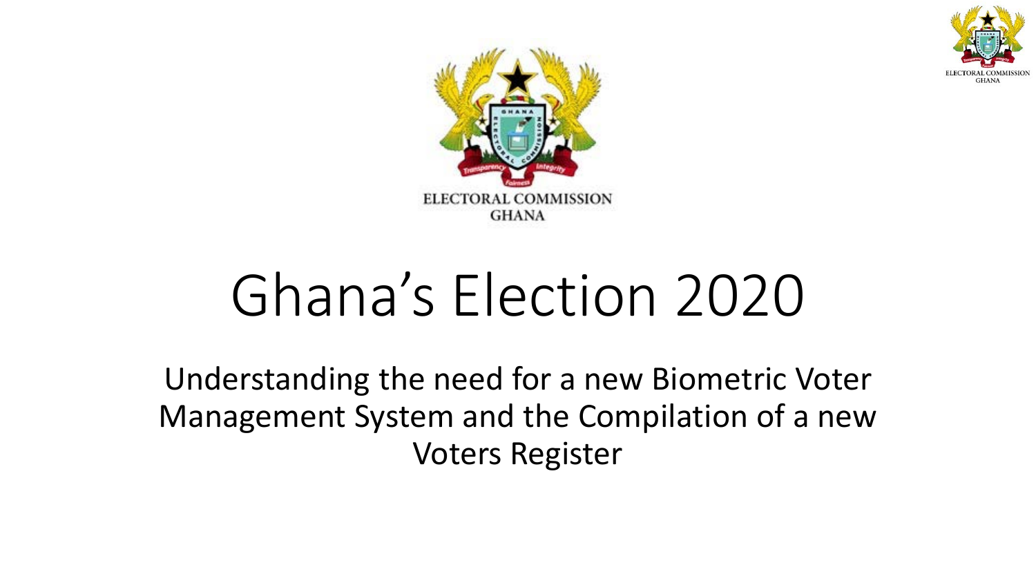ELECTORAL COMMISSION
GHANA

# Ghana's Election 2020

Understanding the need for a new Biometric Voter Management System and the Compilation of a new Voters Register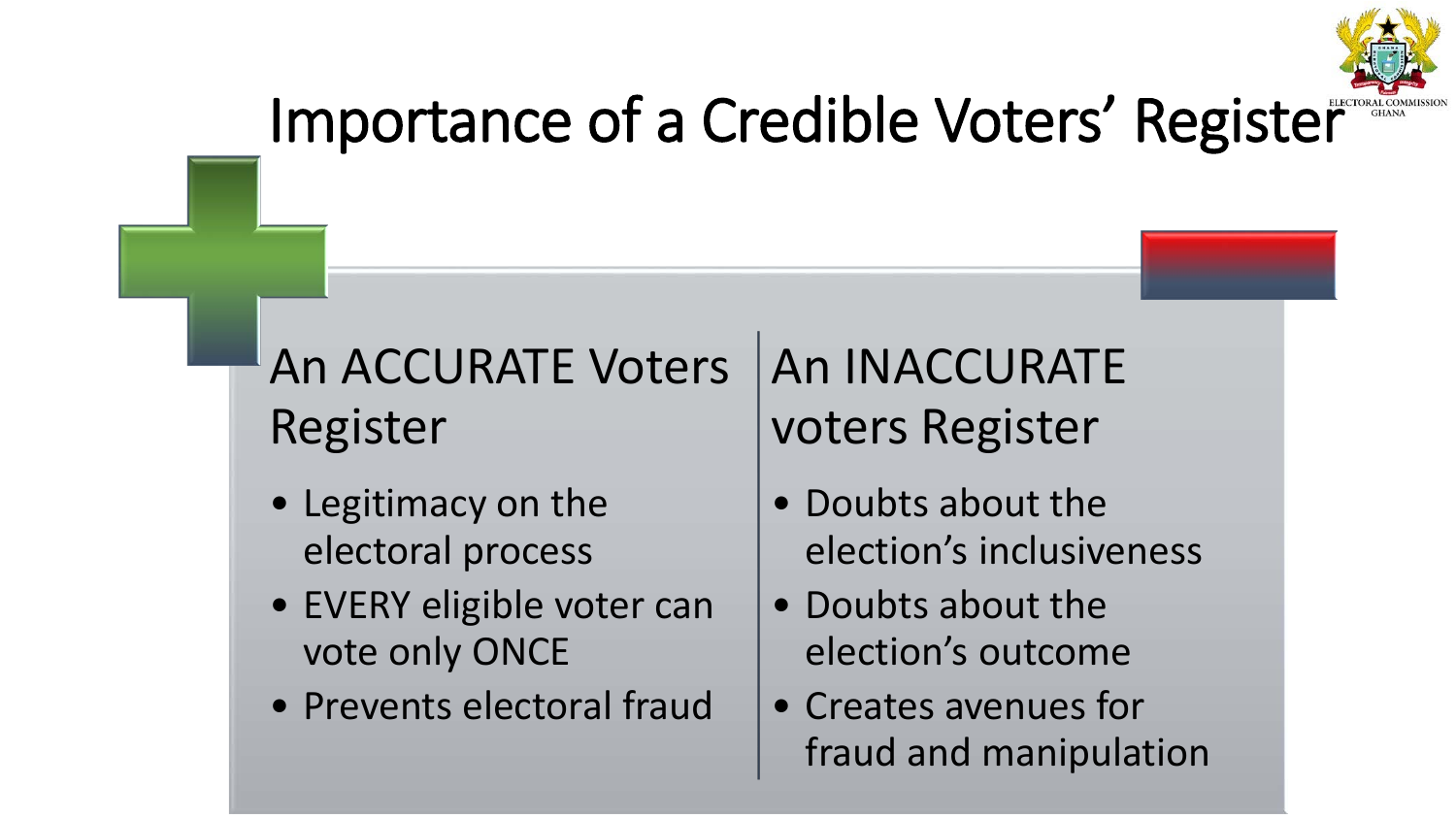# Importance of a Credible Voters' Register

## An ACCURATE Voters Register

- Legitimacy on the electoral process
- EVERY eligible voter can vote only ONCE
- Prevents electoral fraud

## An INACCURATE voters Register

- Doubts about the election's inclusiveness
- Doubts about the election's outcome
- Creates avenues for fraud and manipulation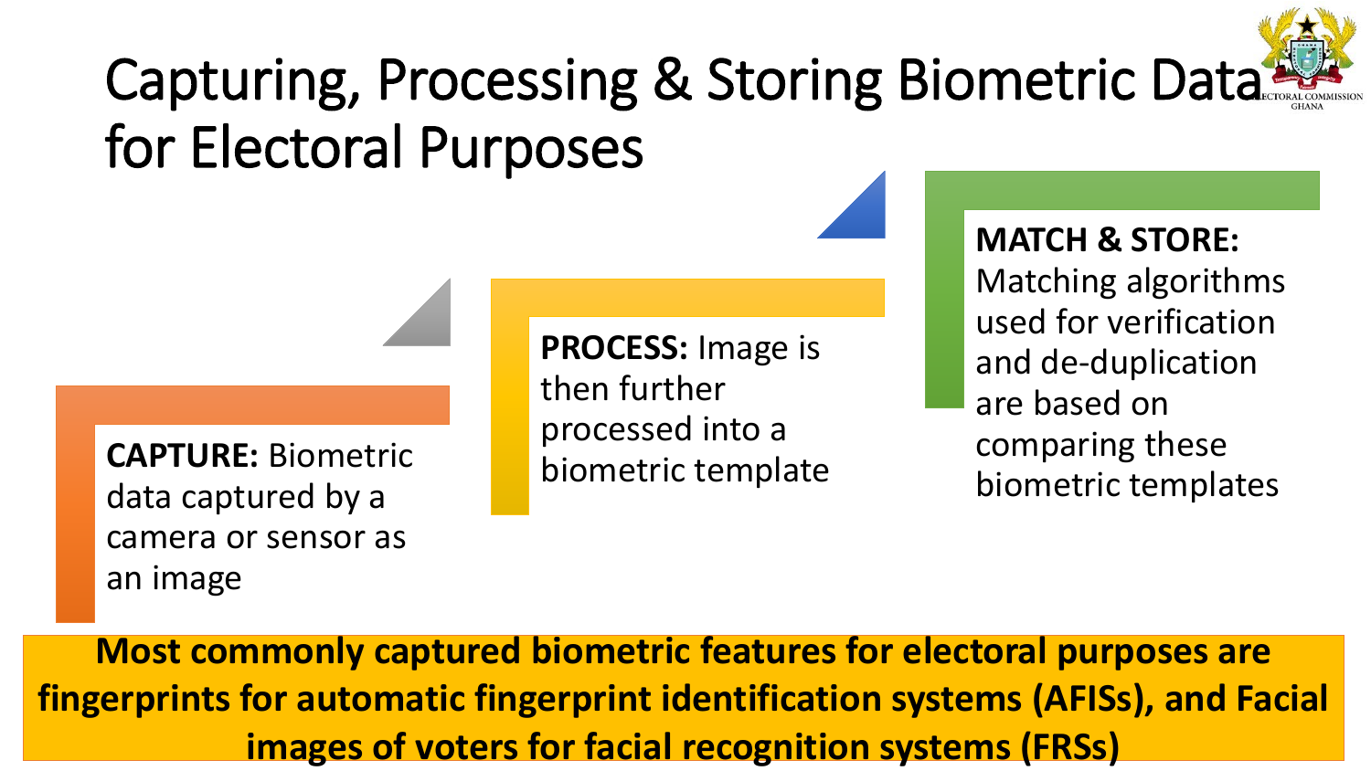# Capturing, Processing & Storing Biometric Data for Electoral Purposes

**CAPTURE:** Biometric data captured by a camera or sensor as an image

**PROCESS:** Image is then further processed into a biometric template

**MATCH & STORE:** Matching algorithms used for verification and de-duplication are based on comparing these biometric templates

**Most commonly captured biometric features for electoral purposes are fingerprints for automatic fingerprint identification systems (AFISs), and Facial images of voters for facial recognition systems (FRSs)**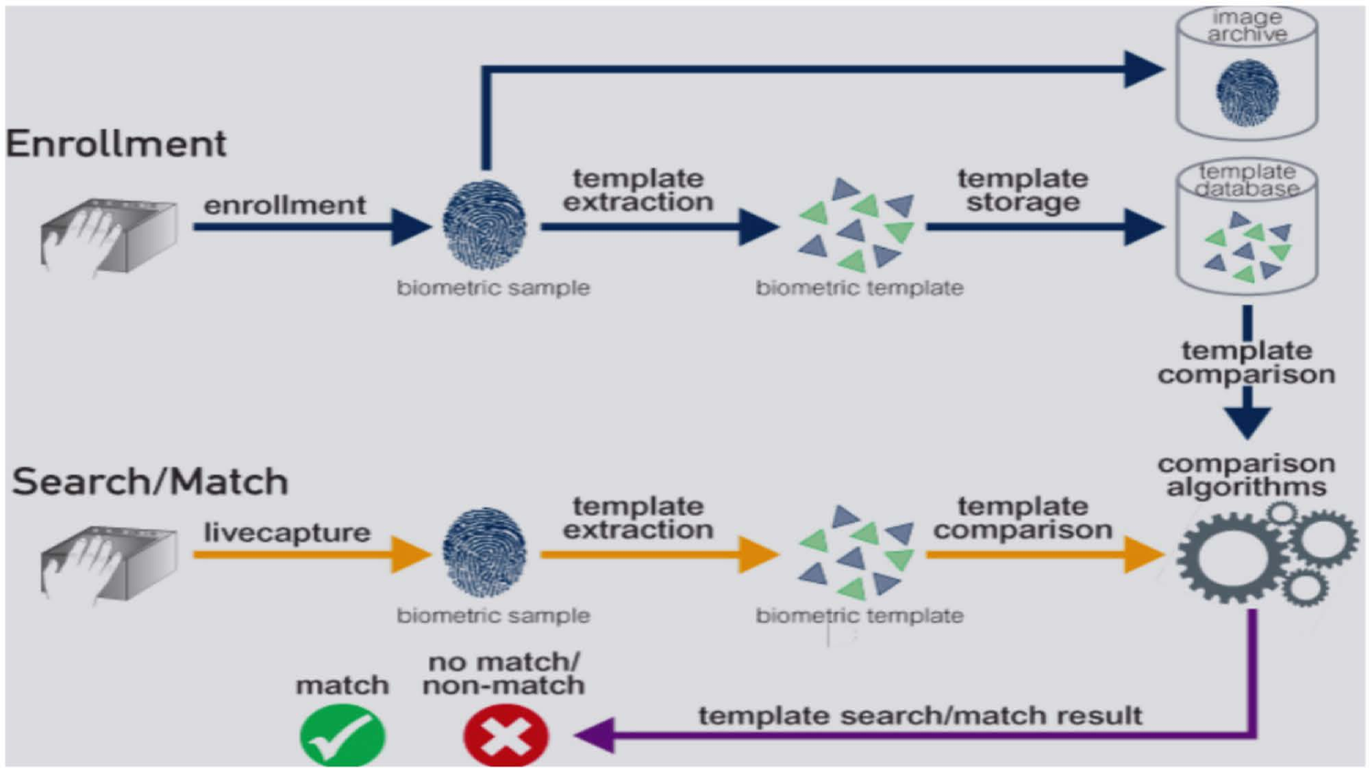## Enrollment

enrollment → biometric sample → template extraction → biometric template → template storage → template database

biometric sample → image archive

template database → template comparison → comparison algorithms

## Search/Match

livecapture → biometric sample → template extraction → biometric template → template comparison → comparison algorithms

comparison algorithms → template search/match result → match / no match/ non-match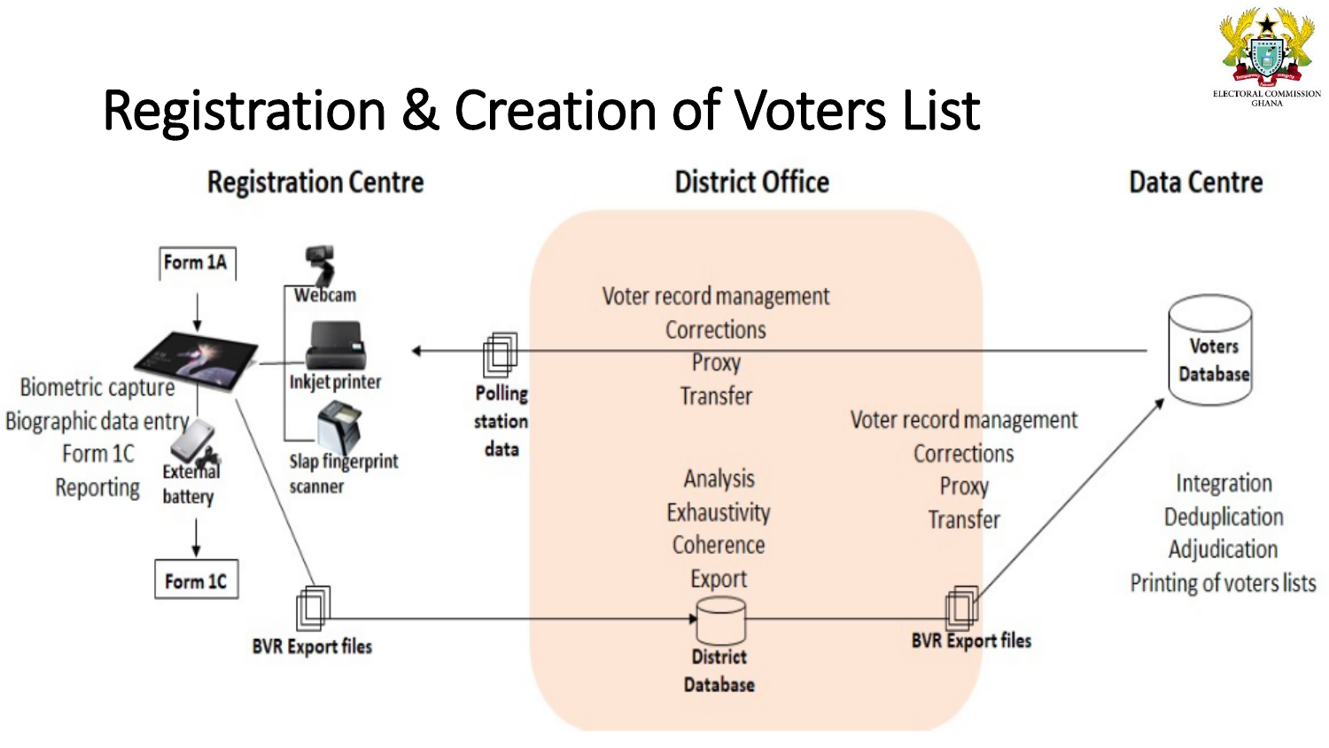# Registration & Creation of Voters List

## Registration Centre

Form 1A

Webcam

Inkjet printer

Slap fingerprint scanner

External battery

Biometric capture
Biographic data entry
Form 1C
Reporting

Form 1C

BVR Export files

## District Office

Polling station data

Voter record management
Corrections
Proxy
Transfer

Analysis
Exhaustivity
Coherence
Export

District Database

Voter record management
Corrections
Proxy
Transfer

BVR Export files

## Data Centre

Voters Database

Integration
Deduplication
Adjudication
Printing of voters lists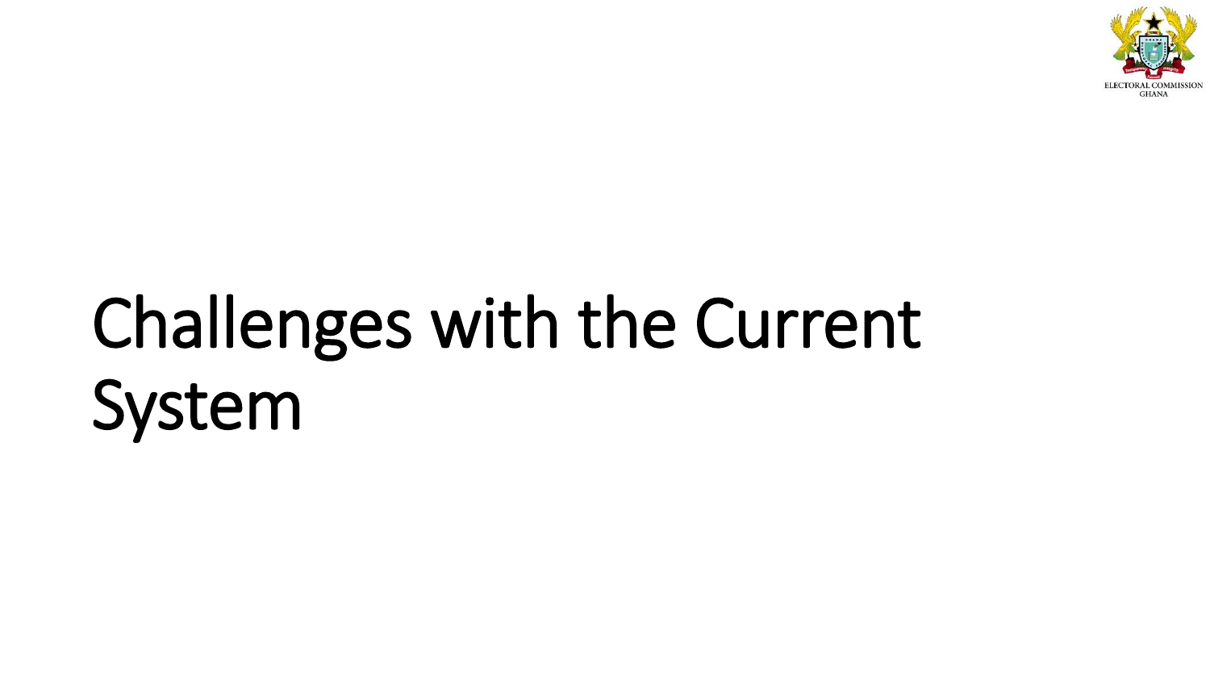# Challenges with the Current System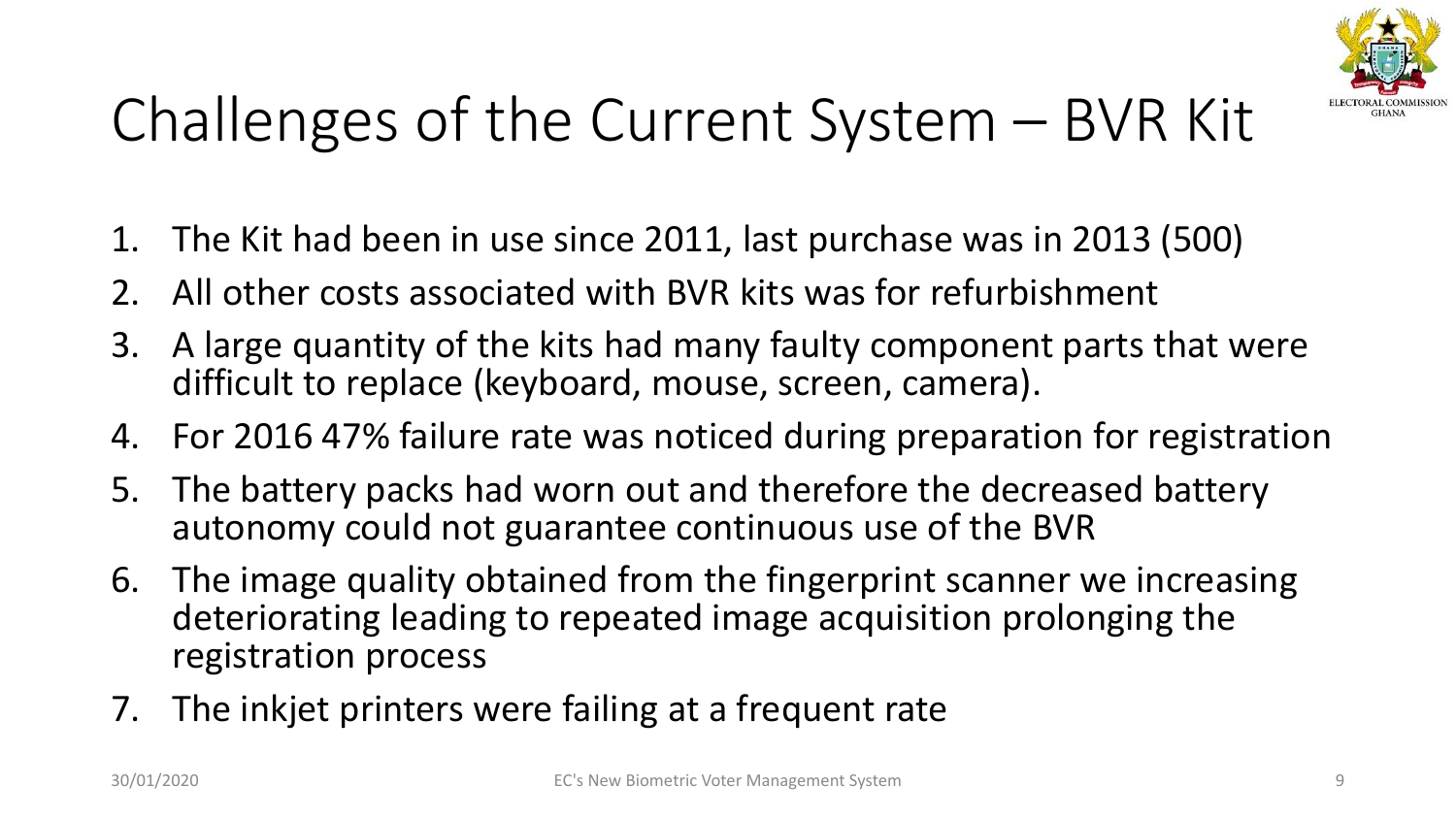# Challenges of the Current System – BVR Kit

1. The Kit had been in use since 2011, last purchase was in 2013 (500)
2. All other costs associated with BVR kits was for refurbishment
3. A large quantity of the kits had many faulty component parts that were difficult to replace (keyboard, mouse, screen, camera).
4. For 2016 47% failure rate was noticed during preparation for registration
5. The battery packs had worn out and therefore the decreased battery autonomy could not guarantee continuous use of the BVR
6. The image quality obtained from the fingerprint scanner we increasing deteriorating leading to repeated image acquisition prolonging the registration process
7. The inkjet printers were failing at a frequent rate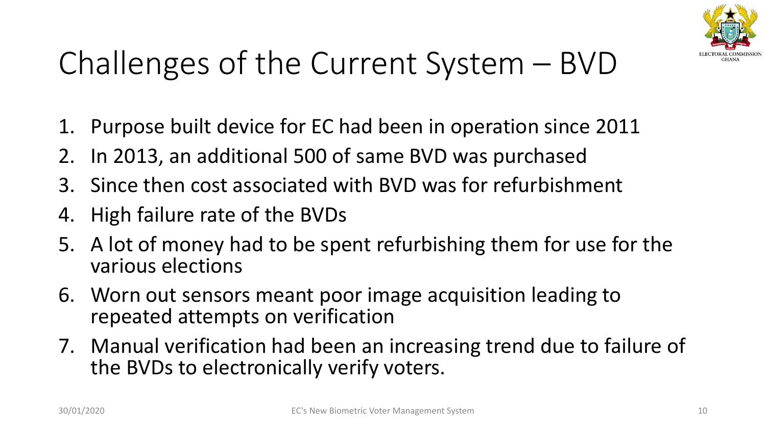# Challenges of the Current System – BVD

1. Purpose built device for EC had been in operation since 2011
2. In 2013, an additional 500 of same BVD was purchased
3. Since then cost associated with BVD was for refurbishment
4. High failure rate of the BVDs
5. A lot of money had to be spent refurbishing them for use for the various elections
6. Worn out sensors meant poor image acquisition leading to repeated attempts on verification
7. Manual verification had been an increasing trend due to failure of the BVDs to electronically verify voters.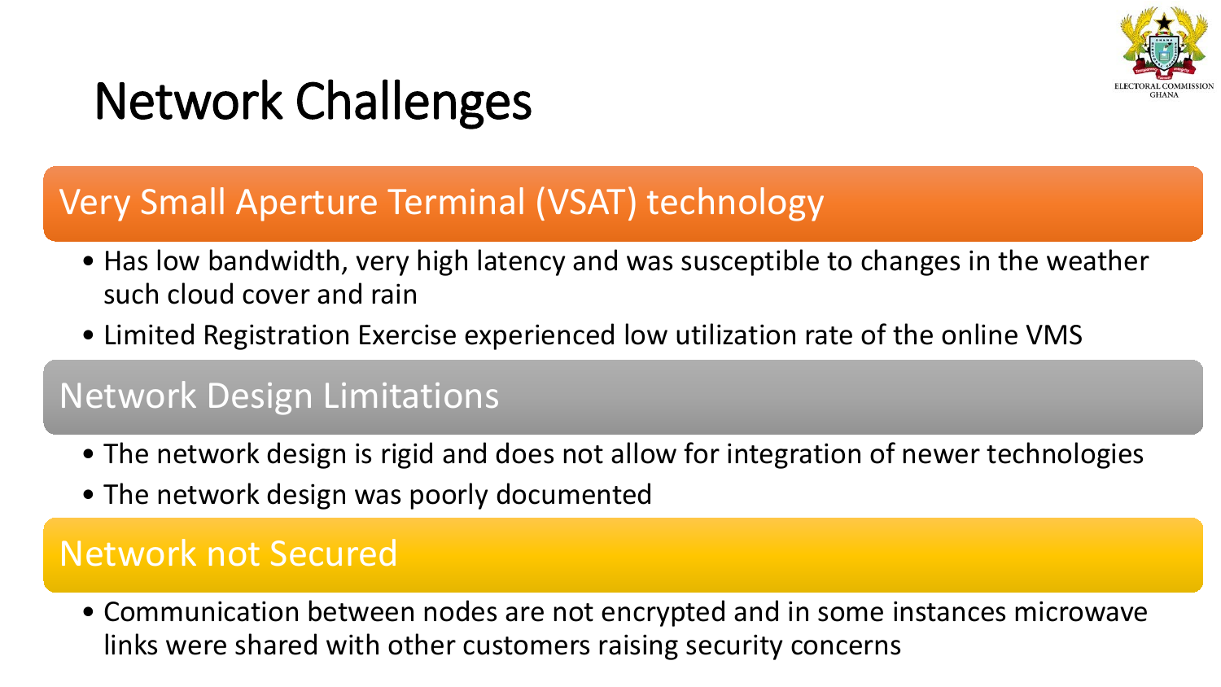# Network Challenges

## Very Small Aperture Terminal (VSAT) technology

- Has low bandwidth, very high latency and was susceptible to changes in the weather such cloud cover and rain
- Limited Registration Exercise experienced low utilization rate of the online VMS

## Network Design Limitations

- The network design is rigid and does not allow for integration of newer technologies
- The network design was poorly documented

## Network not Secured

- Communication between nodes are not encrypted and in some instances microwave links were shared with other customers raising security concerns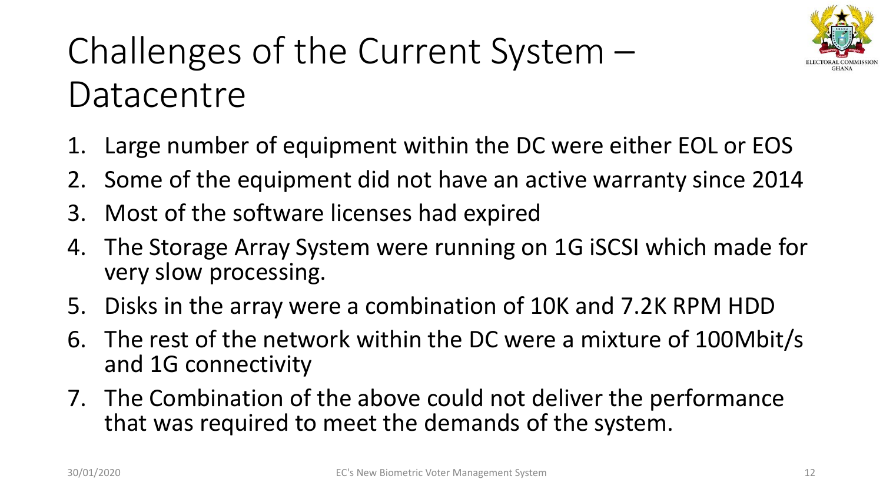# Challenges of the Current System – Datacentre

1. Large number of equipment within the DC were either EOL or EOS
2. Some of the equipment did not have an active warranty since 2014
3. Most of the software licenses had expired
4. The Storage Array System were running on 1G iSCSI which made for very slow processing.
5. Disks in the array were a combination of 10K and 7.2K RPM HDD
6. The rest of the network within the DC were a mixture of 100Mbit/s and 1G connectivity
7. The Combination of the above could not deliver the performance that was required to meet the demands of the system.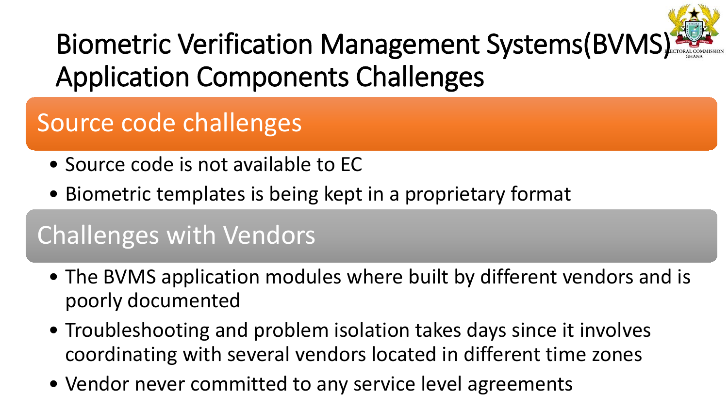# Biometric Verification Management Systems(BVMS) Application Components Challenges

## Source code challenges

- Source code is not available to EC
- Biometric templates is being kept in a proprietary format

## Challenges with Vendors

- The BVMS application modules where built by different vendors and is poorly documented
- Troubleshooting and problem isolation takes days since it involves coordinating with several vendors located in different time zones
- Vendor never committed to any service level agreements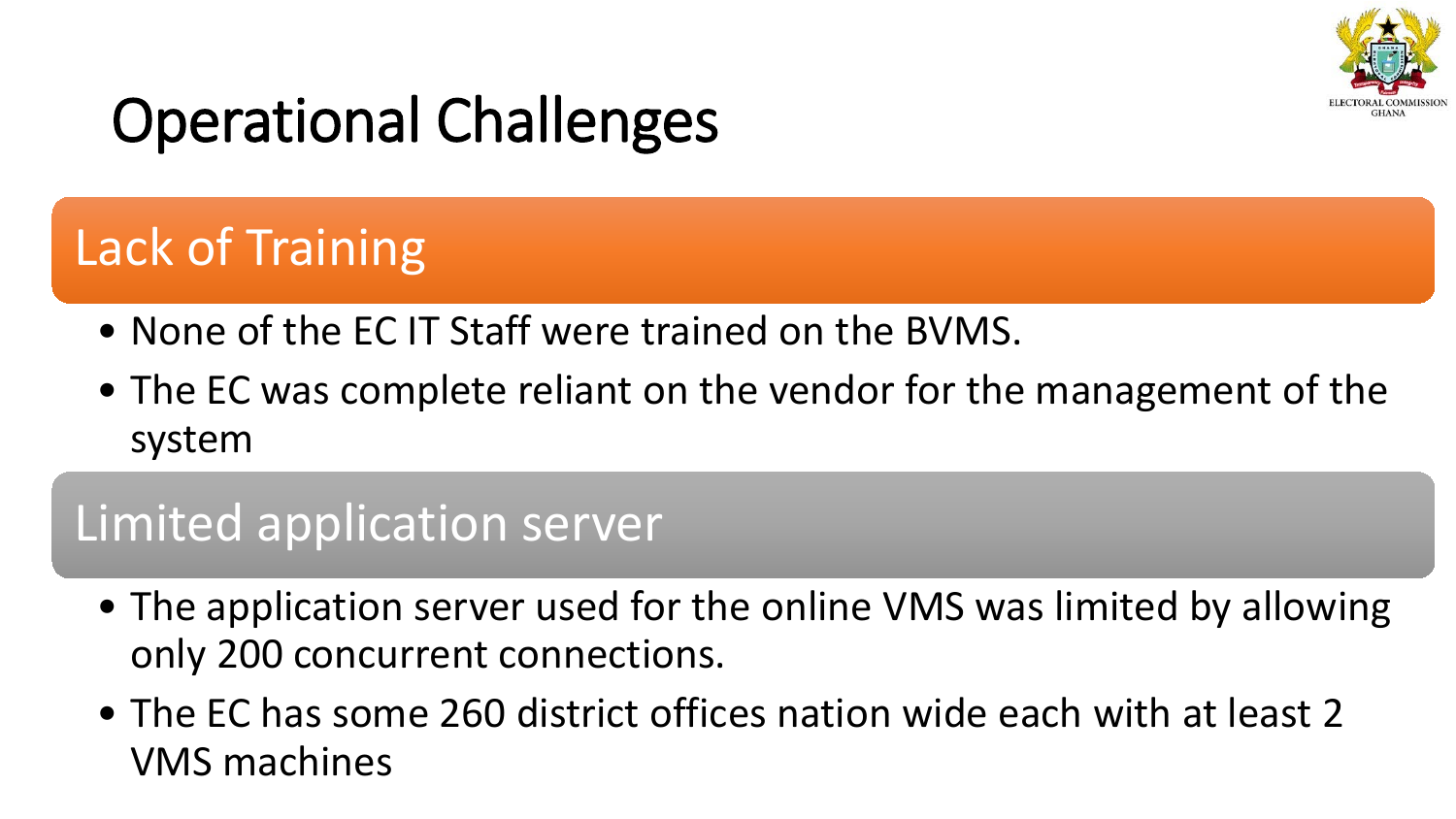# Operational Challenges

## Lack of Training

- None of the EC IT Staff were trained on the BVMS.
- The EC was complete reliant on the vendor for the management of the system

## Limited application server

- The application server used for the online VMS was limited by allowing only 200 concurrent connections.
- The EC has some 260 district offices nation wide each with at least 2 VMS machines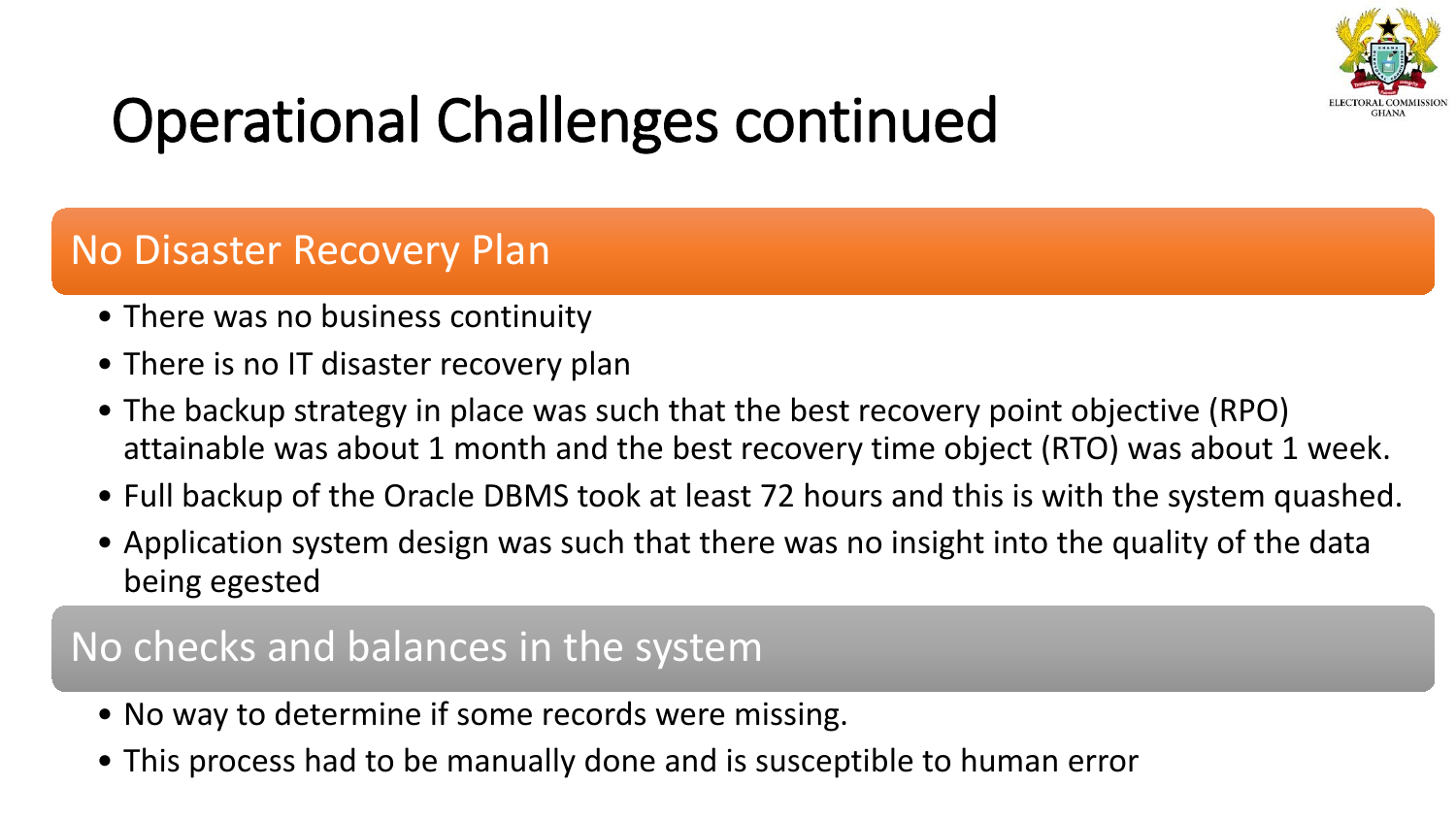# Operational Challenges continued

## No Disaster Recovery Plan

- There was no business continuity
- There is no IT disaster recovery plan
- The backup strategy in place was such that the best recovery point objective (RPO) attainable was about 1 month and the best recovery time object (RTO) was about 1 week.
- Full backup of the Oracle DBMS took at least 72 hours and this is with the system quashed.
- Application system design was such that there was no insight into the quality of the data being egested

## No checks and balances in the system

- No way to determine if some records were missing.
- This process had to be manually done and is susceptible to human error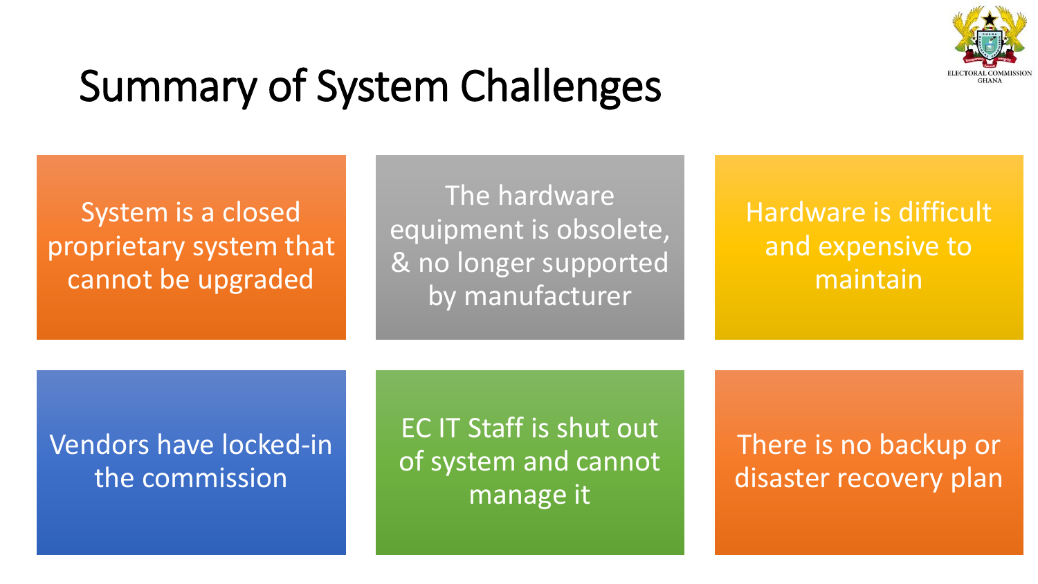# Summary of System Challenges

- System is a closed proprietary system that cannot be upgraded
- The hardware equipment is obsolete, & no longer supported by manufacturer
- Hardware is difficult and expensive to maintain
- Vendors have locked-in the commission
- EC IT Staff is shut out of system and cannot manage it
- There is no backup or disaster recovery plan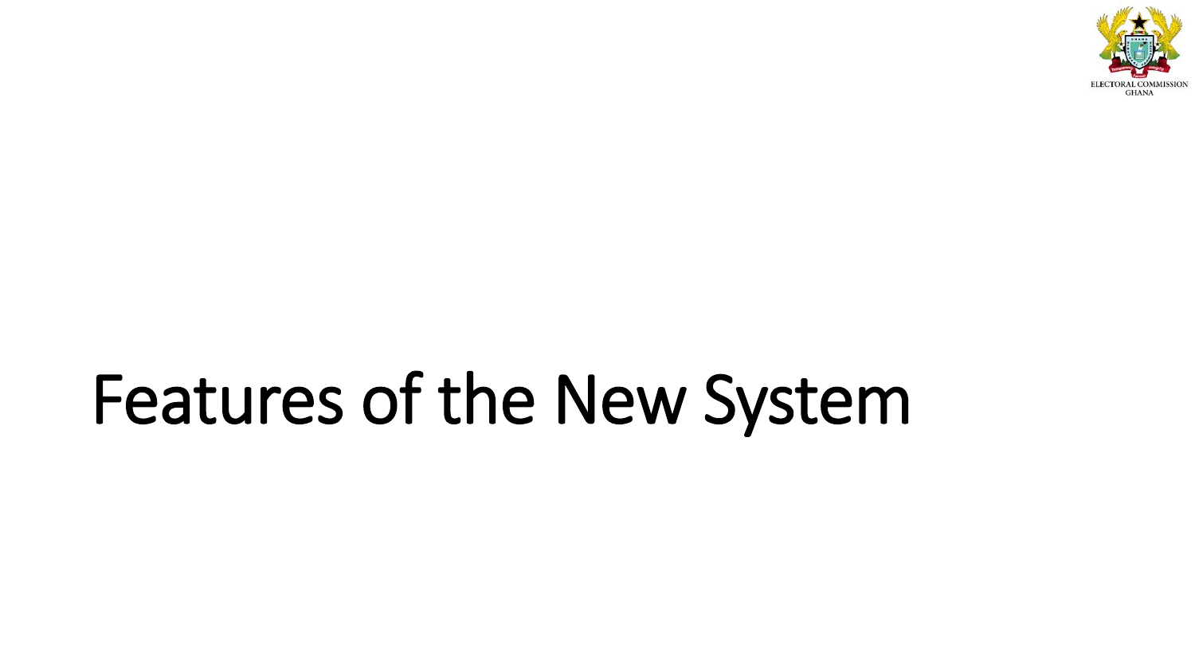# Features of the New System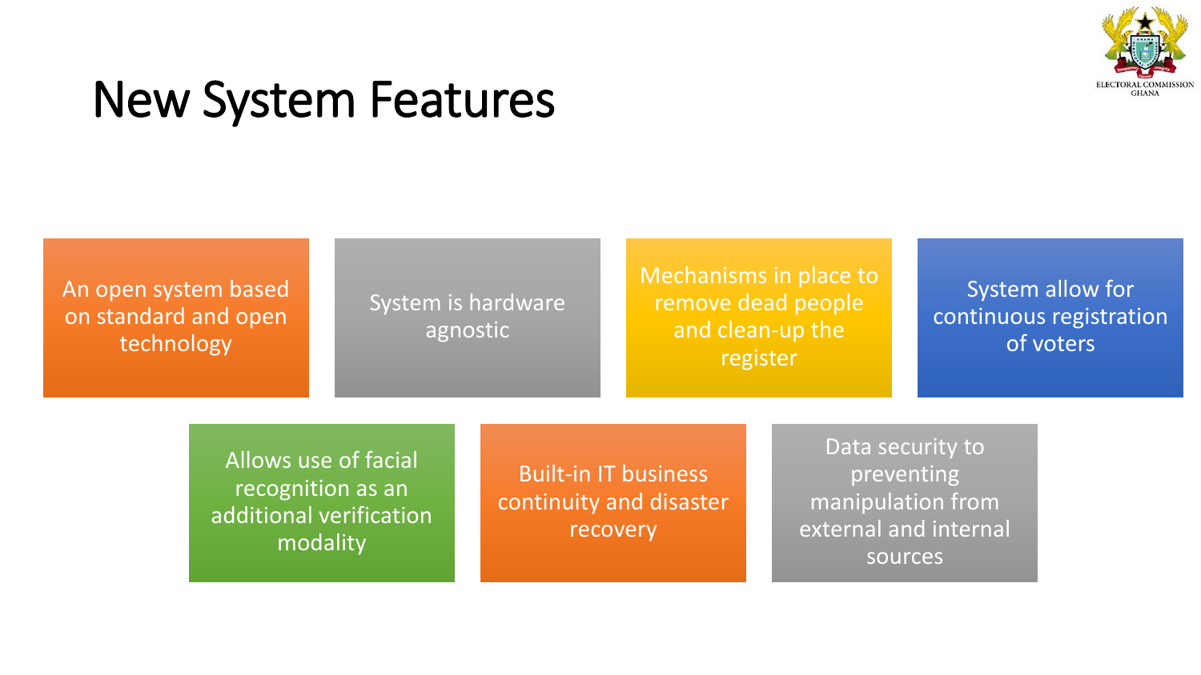# New System Features

- An open system based on standard and open technology
- System is hardware agnostic
- Mechanisms in place to remove dead people and clean-up the register
- System allow for continuous registration of voters
- Allows use of facial recognition as an additional verification modality
- Built-in IT business continuity and disaster recovery
- Data security to preventing manipulation from external and internal sources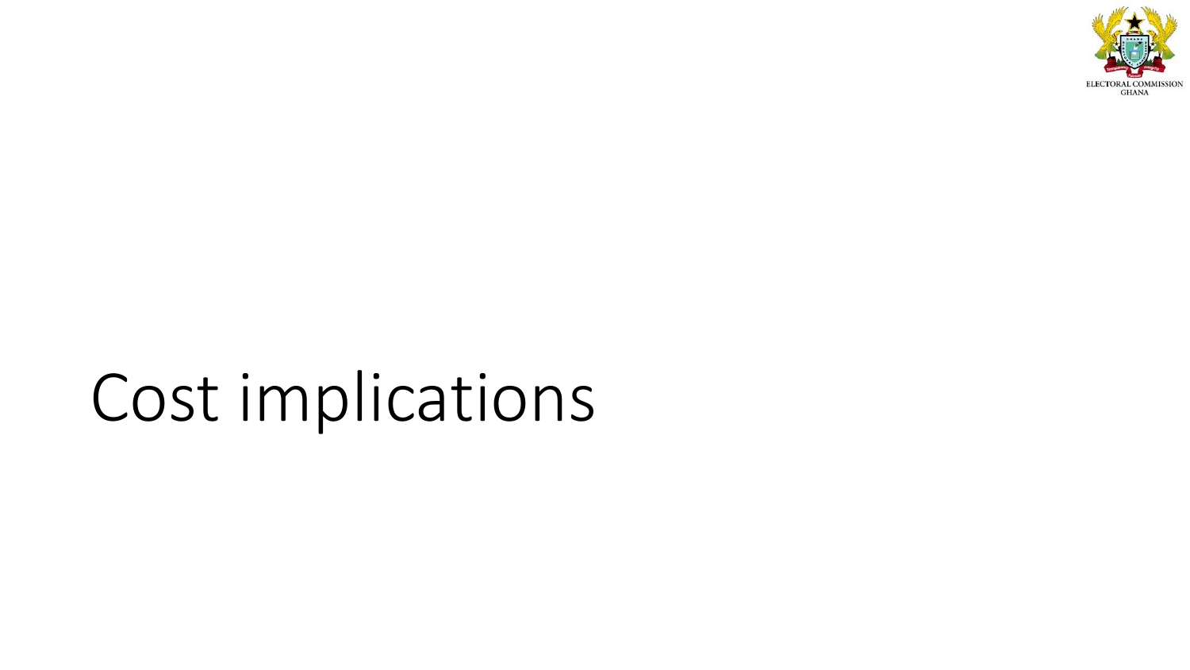# Cost implications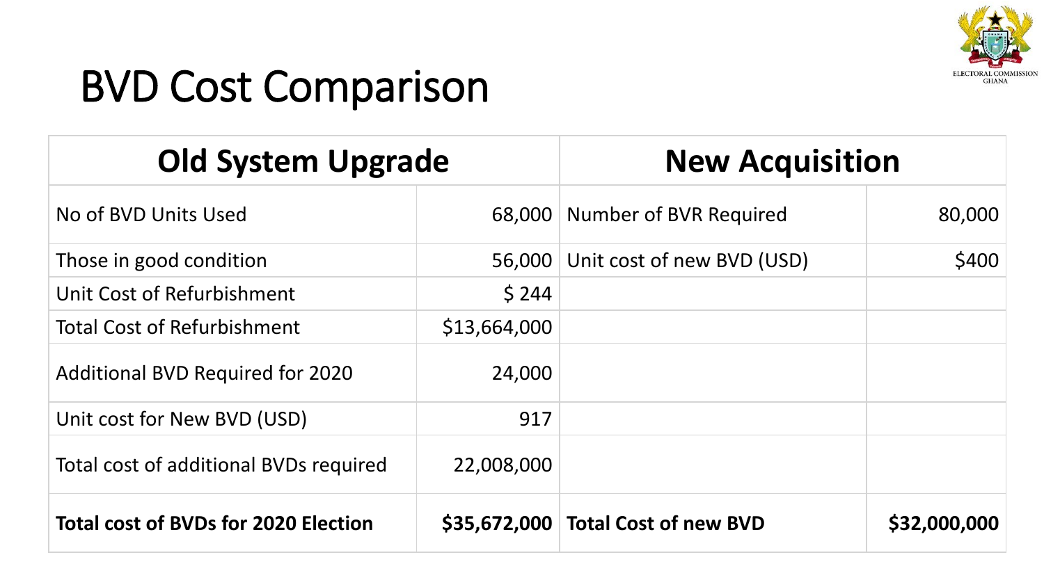# BVD Cost Comparison

| Old System Upgrade | | New Acquisition | |
|---|---|---|---|
| No of BVD Units Used | 68,000 | Number of BVR Required | 80,000 |
| Those in good condition | 56,000 | Unit cost of new BVD (USD) | $400 |
| Unit Cost of Refurbishment | $ 244 | | |
| Total Cost of Refurbishment | $13,664,000 | | |
| Additional BVD Required for 2020 | 24,000 | | |
| Unit cost for New BVD (USD) | 917 | | |
| Total cost of additional BVDs required | 22,008,000 | | |
| **Total cost of BVDs for 2020 Election** | **$35,672,000** | **Total Cost of new BVD** | **$32,000,000** |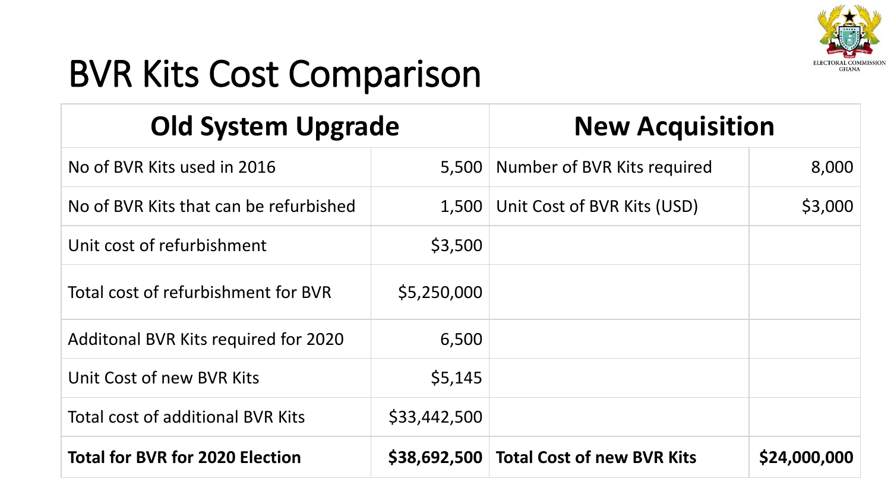# BVR Kits Cost Comparison

| Old System Upgrade | | New Acquisition | |
|---|---|---|---|
| No of BVR Kits used in 2016 | 5,500 | Number of BVR Kits required | 8,000 |
| No of BVR Kits that can be refurbished | 1,500 | Unit Cost of BVR Kits (USD) | $3,000 |
| Unit cost of refurbishment | $3,500 | | |
| Total cost of refurbishment for BVR | $5,250,000 | | |
| Additonal BVR Kits required for 2020 | 6,500 | | |
| Unit Cost of new BVR Kits | $5,145 | | |
| Total cost of additional BVR Kits | $33,442,500 | | |
| **Total for BVR for 2020 Election** | **$38,692,500** | **Total Cost of new BVR Kits** | **$24,000,000** |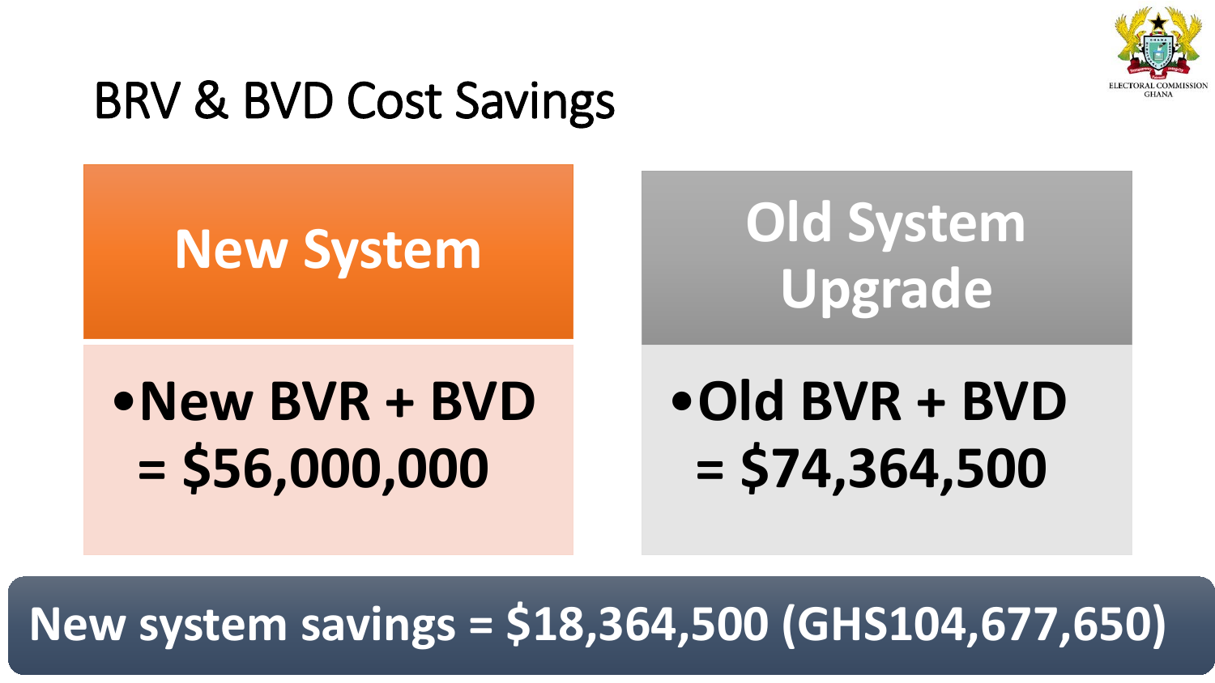# BRV & BVD Cost Savings

| New System | Old System Upgrade |
| --- | --- |
| New BVR + BVD = $56,000,000 | Old BVR + BVD = $74,364,500 |

**New system savings = $18,364,500 (GHS104,677,650)**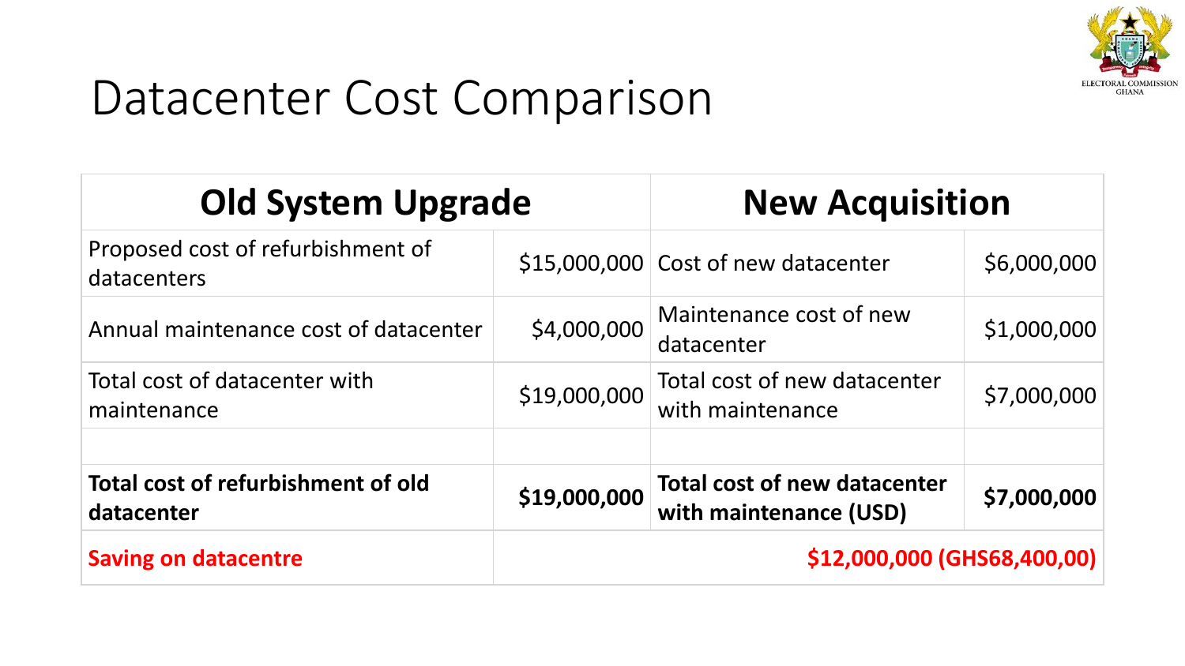# Datacenter Cost Comparison

| Old System Upgrade | | New Acquisition | |
|---|---|---|---|
| Proposed cost of refurbishment of datacenters | $15,000,000 | Cost of new datacenter | $6,000,000 |
| Annual maintenance cost of datacenter | $4,000,000 | Maintenance cost of new datacenter | $1,000,000 |
| Total cost of datacenter with maintenance | $19,000,000 | Total cost of new datacenter with maintenance | $7,000,000 |
| | | | |
| **Total cost of refurbishment of old datacenter** | **$19,000,000** | **Total cost of new datacenter with maintenance (USD)** | **$7,000,000** |
| **Saving on datacentre** | **$12,000,000 (GHS68,400,00)** | | |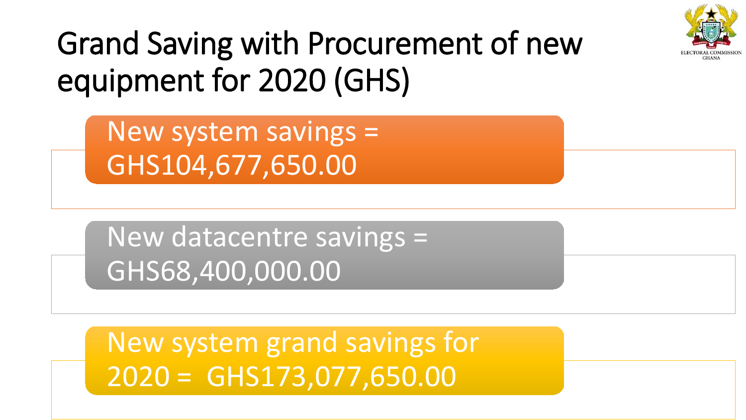# Grand Saving with Procurement of new equipment for 2020 (GHS)

New system savings = GHS104,677,650.00

New datacentre savings = GHS68,400,000.00

New system grand savings for 2020 = GHS173,077,650.00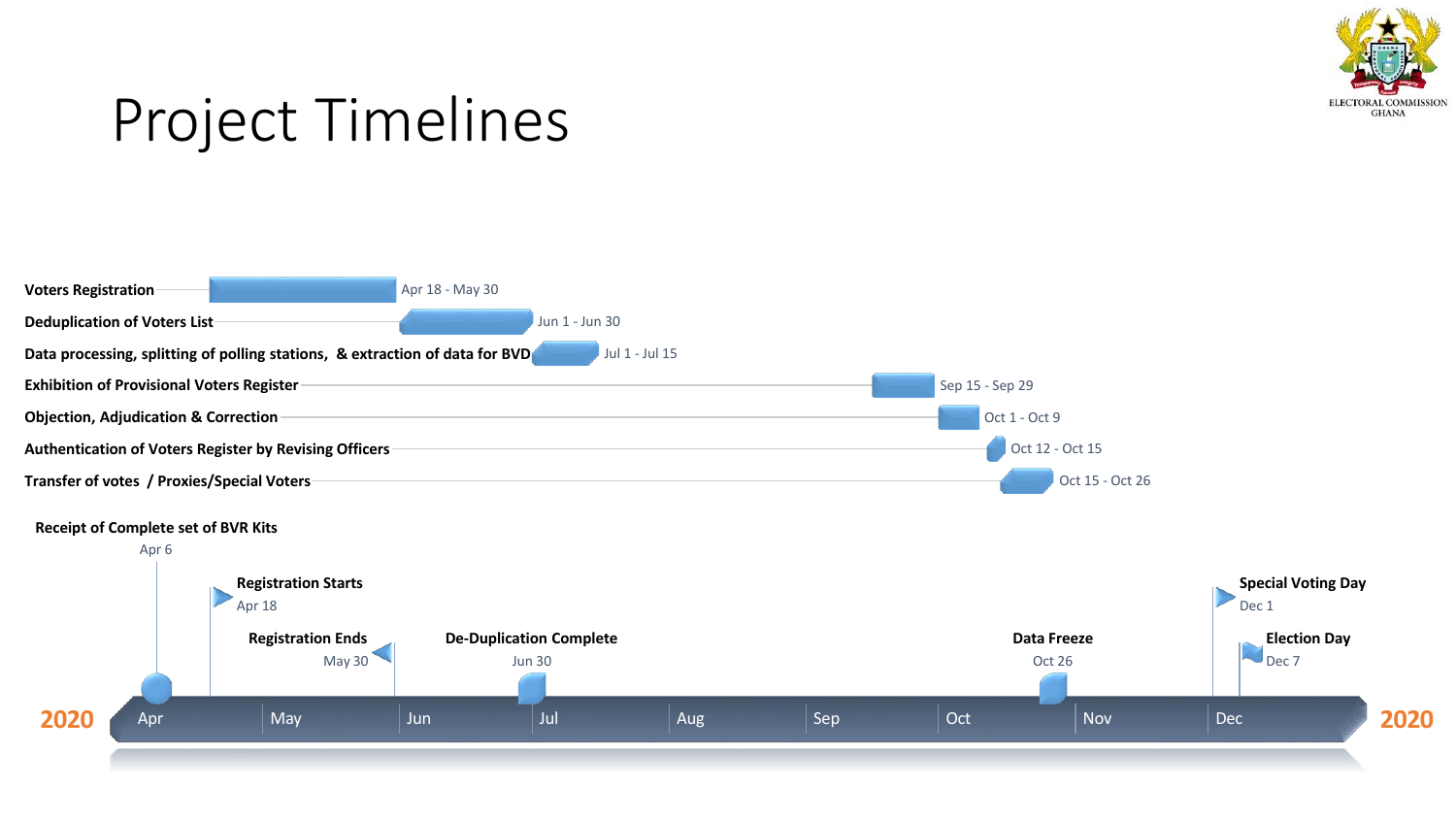# Project Timelines

ELECTORAL COMMISSION GHANA

| Activity | Dates |
| --- | --- |
| Voters Registration | Apr 18 - May 30 |
| Deduplication of Voters List | Jun 1 - Jun 30 |
| Data processing, splitting of polling stations, & extraction of data for BVD | Jul 1 - Jul 15 |
| Exhibition of Provisional Voters Register | Sep 15 - Sep 29 |
| Objection, Adjudication & Correction | Oct 1 - Oct 9 |
| Authentication of Voters Register by Revising Officers | Oct 12 - Oct 15 |
| Transfer of votes / Proxies/Special Voters | Oct 15 - Oct 26 |

**Milestones (2020: Apr – Dec)**

- **Receipt of Complete set of BVR Kits** – Apr 6
- **Registration Starts** – Apr 18
- **Registration Ends** – May 30
- **De-Duplication Complete** – Jun 30
- **Data Freeze** – Oct 26
- **Special Voting Day** – Dec 1
- **Election Day** – Dec 7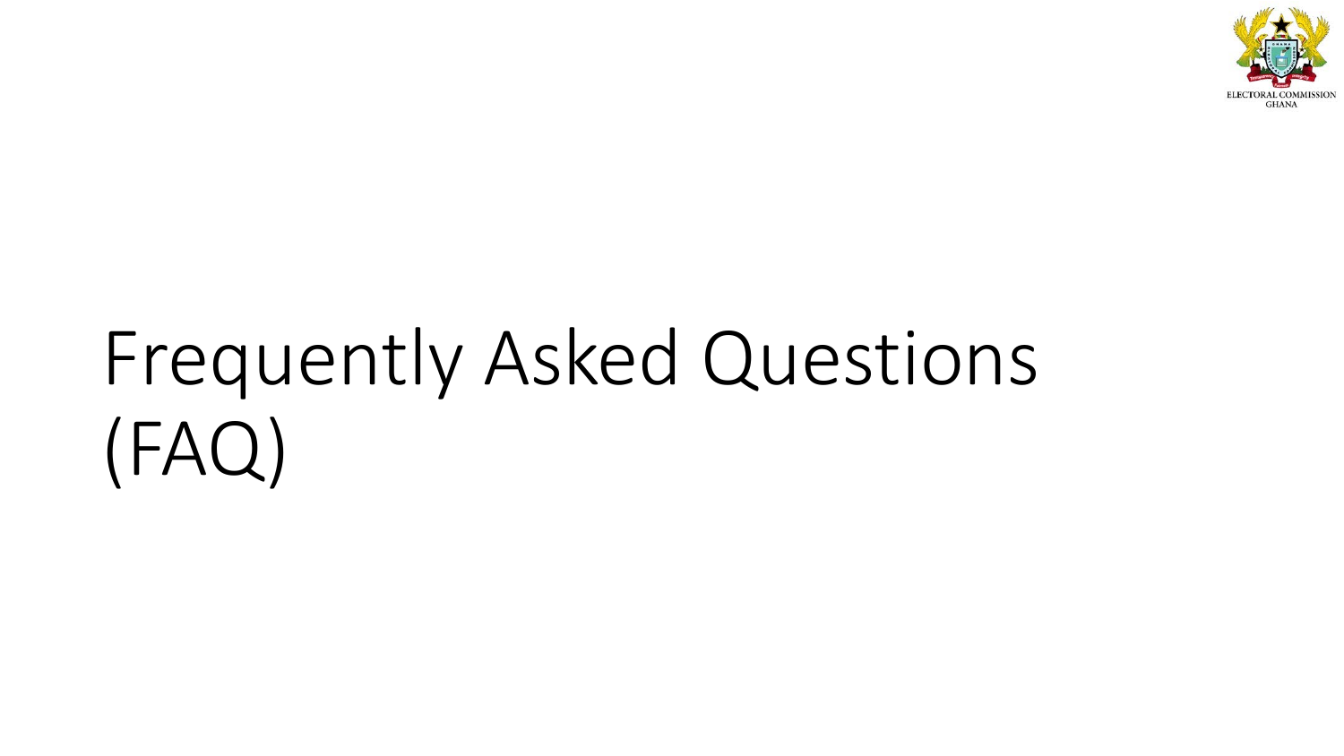# Frequently Asked Questions (FAQ)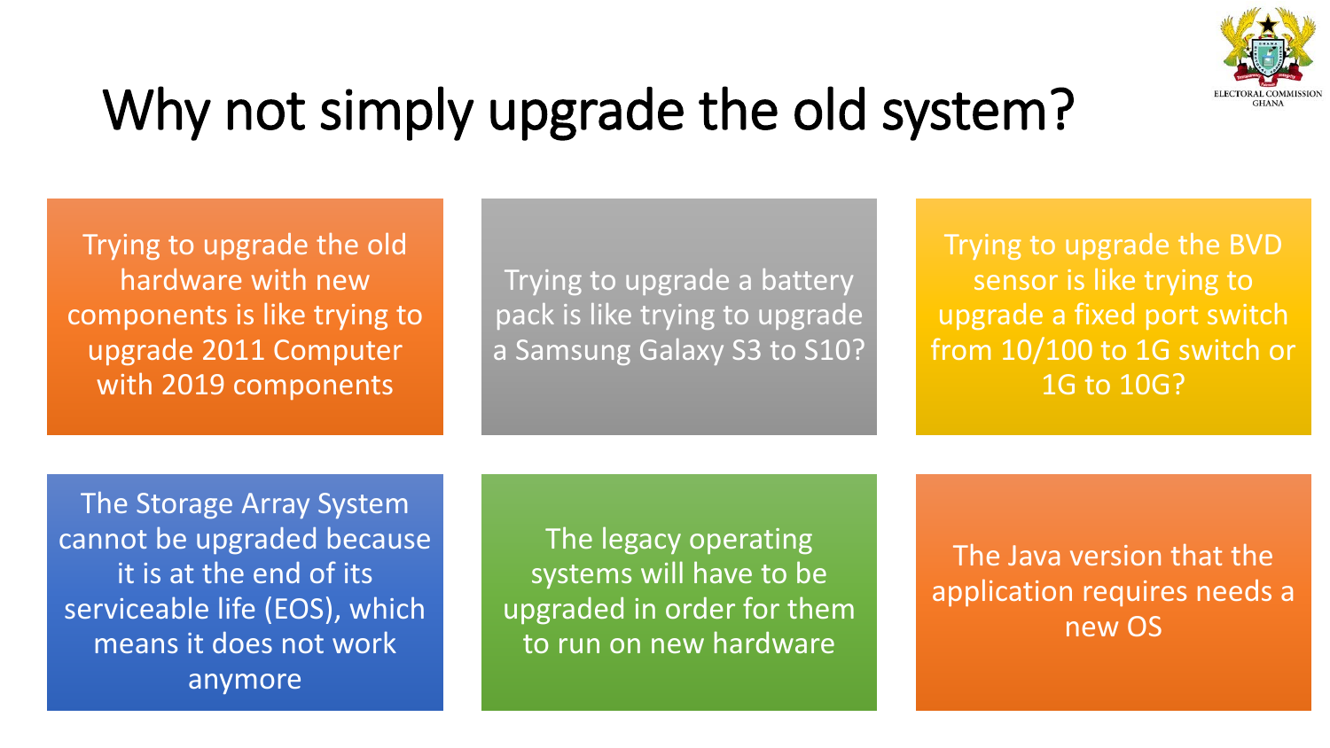# Why not simply upgrade the old system?

- Trying to upgrade the old hardware with new components is like trying to upgrade 2011 Computer with 2019 components
- Trying to upgrade a battery pack is like trying to upgrade a Samsung Galaxy S3 to S10?
- Trying to upgrade the BVD sensor is like trying to upgrade a fixed port switch from 10/100 to 1G switch or 1G to 10G?
- The Storage Array System cannot be upgraded because it is at the end of its serviceable life (EOS), which means it does not work anymore
- The legacy operating systems will have to be upgraded in order for them to run on new hardware
- The Java version that the application requires needs a new OS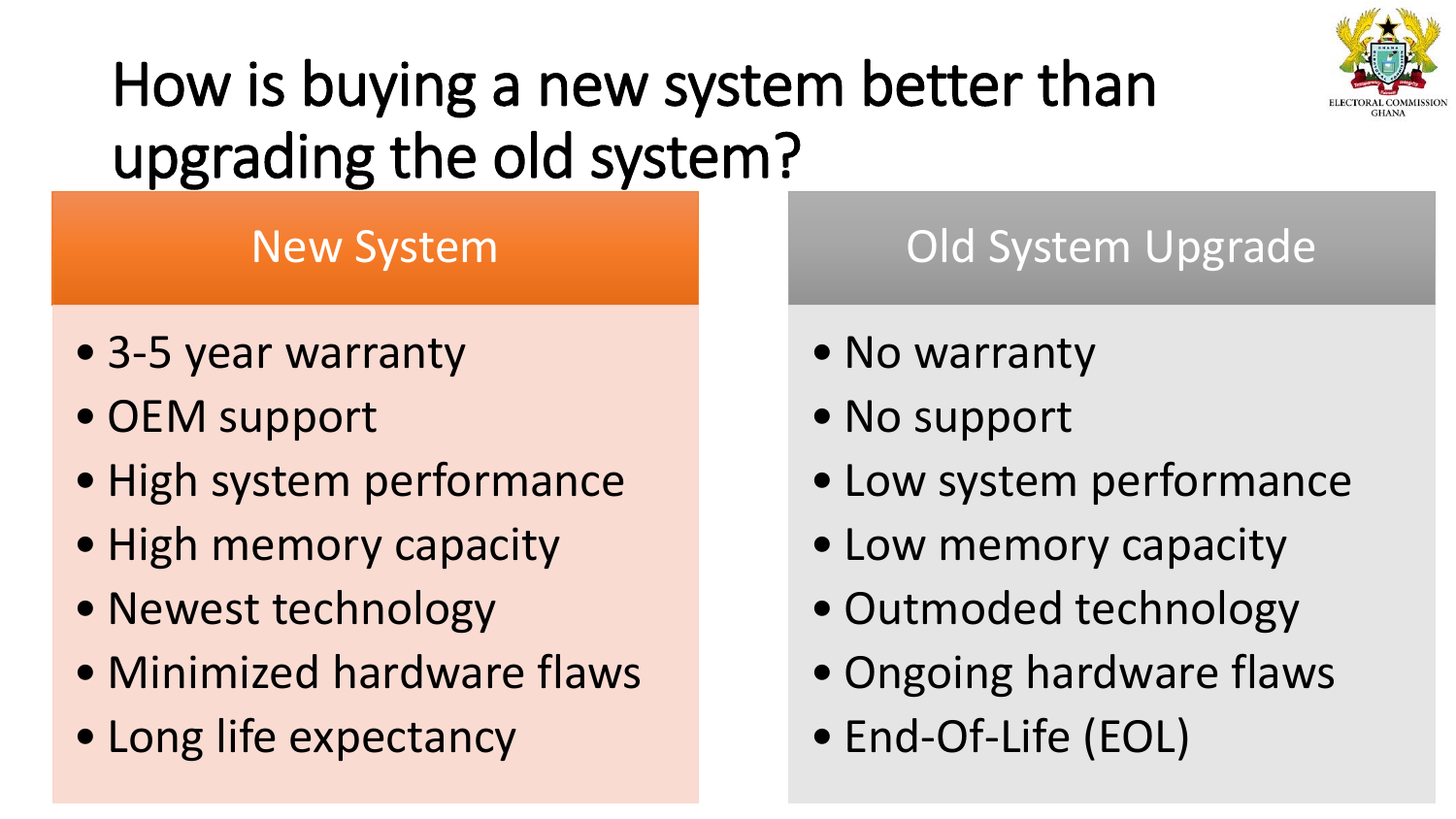# How is buying a new system better than upgrading the old system?

| New System | Old System Upgrade |
| --- | --- |
| 3-5 year warranty | No warranty |
| OEM support | No support |
| High system performance | Low system performance |
| High memory capacity | Low memory capacity |
| Newest technology | Outmoded technology |
| Minimized hardware flaws | Ongoing hardware flaws |
| Long life expectancy | End-Of-Life (EOL) |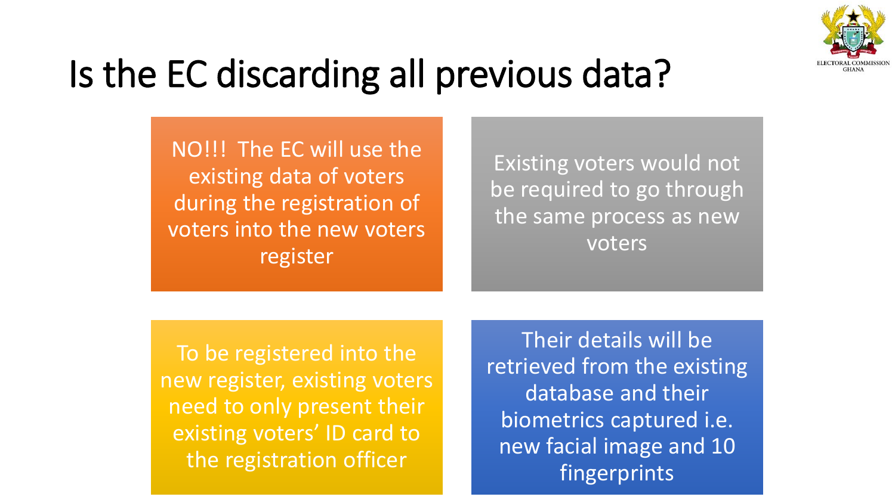# Is the EC discarding all previous data?

NO!!! The EC will use the existing data of voters during the registration of voters into the new voters register

Existing voters would not be required to go through the same process as new voters

To be registered into the new register, existing voters need to only present their existing voters' ID card to the registration officer

Their details will be retrieved from the existing database and their biometrics captured i.e. new facial image and 10 fingerprints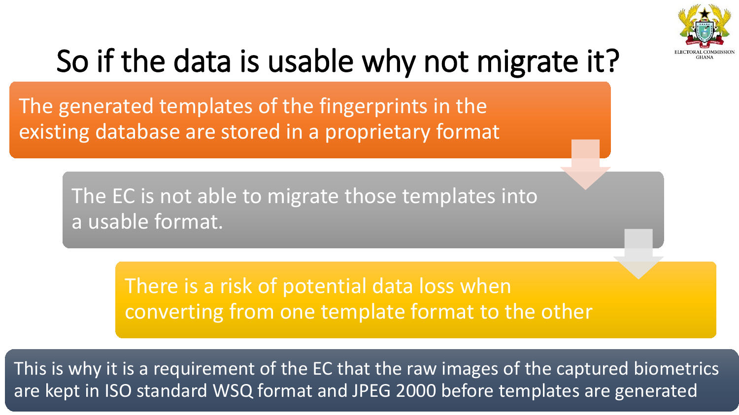# So if the data is usable why not migrate it?

The generated templates of the fingerprints in the existing database are stored in a proprietary format

The EC is not able to migrate those templates into a usable format.

There is a risk of potential data loss when converting from one template format to the other

This is why it is a requirement of the EC that the raw images of the captured biometrics are kept in ISO standard WSQ format and JPEG 2000 before templates are generated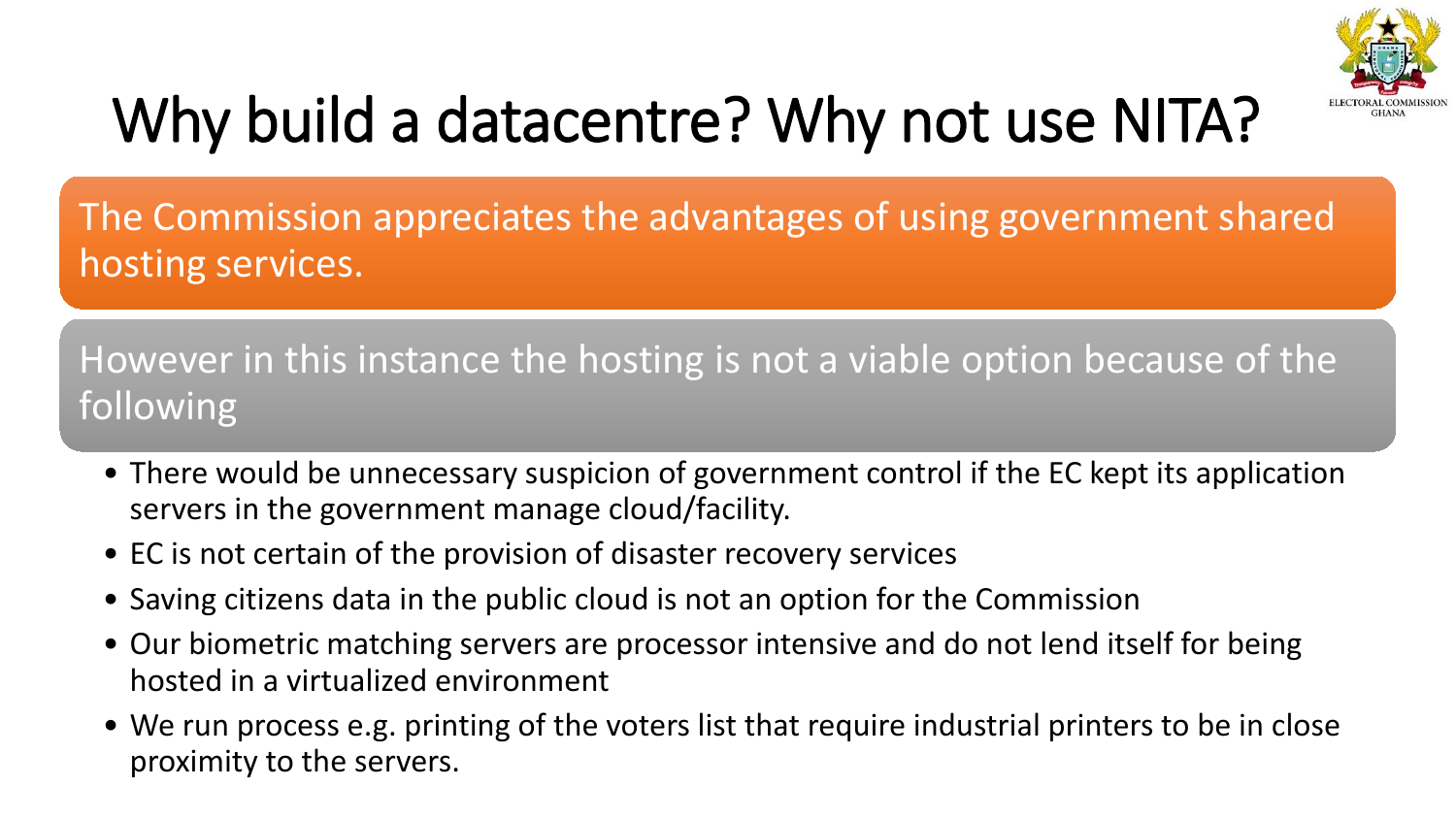# Why build a datacentre? Why not use NITA?

The Commission appreciates the advantages of using government shared hosting services.

However in this instance the hosting is not a viable option because of the following

- There would be unnecessary suspicion of government control if the EC kept its application servers in the government manage cloud/facility.
- EC is not certain of the provision of disaster recovery services
- Saving citizens data in the public cloud is not an option for the Commission
- Our biometric matching servers are processor intensive and do not lend itself for being hosted in a virtualized environment
- We run process e.g. printing of the voters list that require industrial printers to be in close proximity to the servers.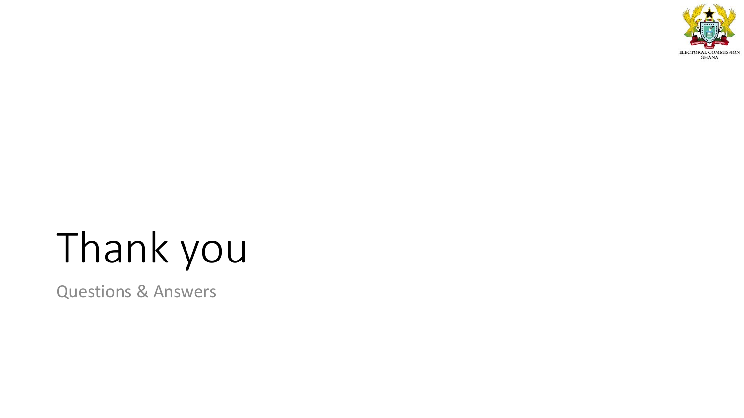# Thank you

Questions & Answers